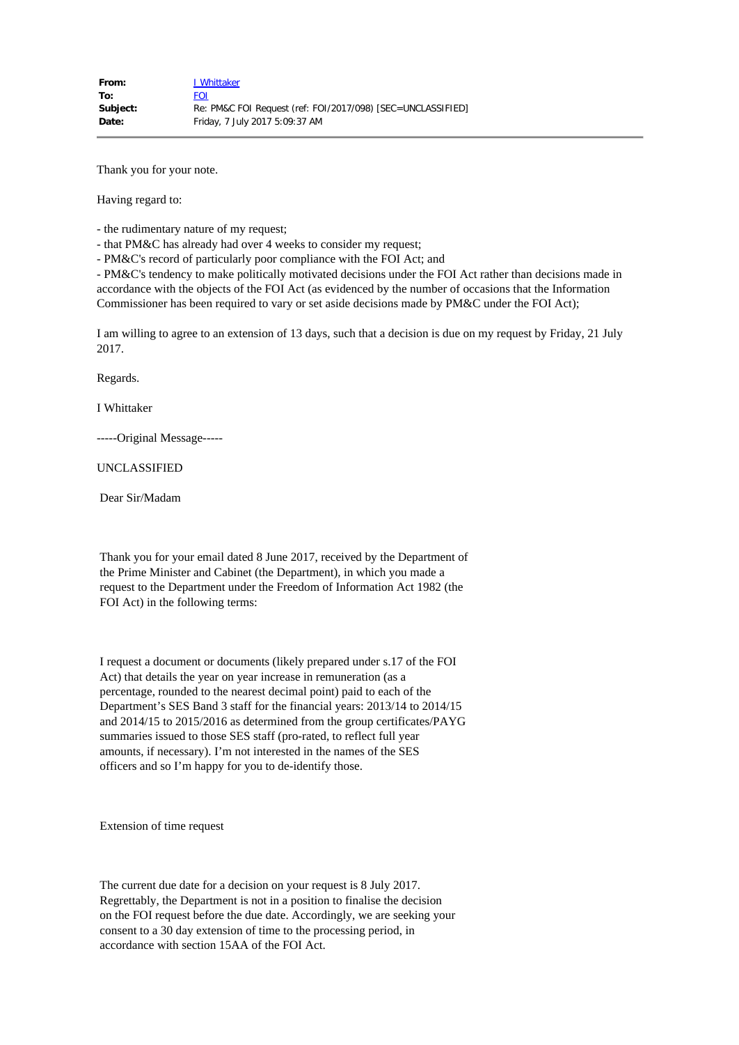| | |
|---|---|
| **From:** | I Whittaker |
| **To:** | FOI |
| **Subject:** | Re: PM&C FOI Request (ref: FOI/2017/098) [SEC=UNCLASSIFIED] |
| **Date:** | Friday, 7 July 2017 5:09:37 AM |

Thank you for your note.

Having regard to:

- the rudimentary nature of my request;
- that PM&C has already had over 4 weeks to consider my request;
- PM&C's record of particularly poor compliance with the FOI Act; and
- PM&C's tendency to make politically motivated decisions under the FOI Act rather than decisions made in accordance with the objects of the FOI Act (as evidenced by the number of occasions that the Information Commissioner has been required to vary or set aside decisions made by PM&C under the FOI Act);

I am willing to agree to an extension of 13 days, such that a decision is due on my request by Friday, 21 July 2017.

Regards.

I Whittaker

-----Original Message-----

UNCLASSIFIED

Dear Sir/Madam

Thank you for your email dated 8 June 2017, received by the Department of the Prime Minister and Cabinet (the Department), in which you made a request to the Department under the Freedom of Information Act 1982 (the FOI Act) in the following terms:

I request a document or documents (likely prepared under s.17 of the FOI Act) that details the year on year increase in remuneration (as a percentage, rounded to the nearest decimal point) paid to each of the Department's SES Band 3 staff for the financial years: 2013/14 to 2014/15 and 2014/15 to 2015/2016 as determined from the group certificates/PAYG summaries issued to those SES staff (pro-rated, to reflect full year amounts, if necessary). I'm not interested in the names of the SES officers and so I'm happy for you to de-identify those.

Extension of time request

The current due date for a decision on your request is 8 July 2017. Regrettably, the Department is not in a position to finalise the decision on the FOI request before the due date. Accordingly, we are seeking your consent to a 30 day extension of time to the processing period, in accordance with section 15AA of the FOI Act.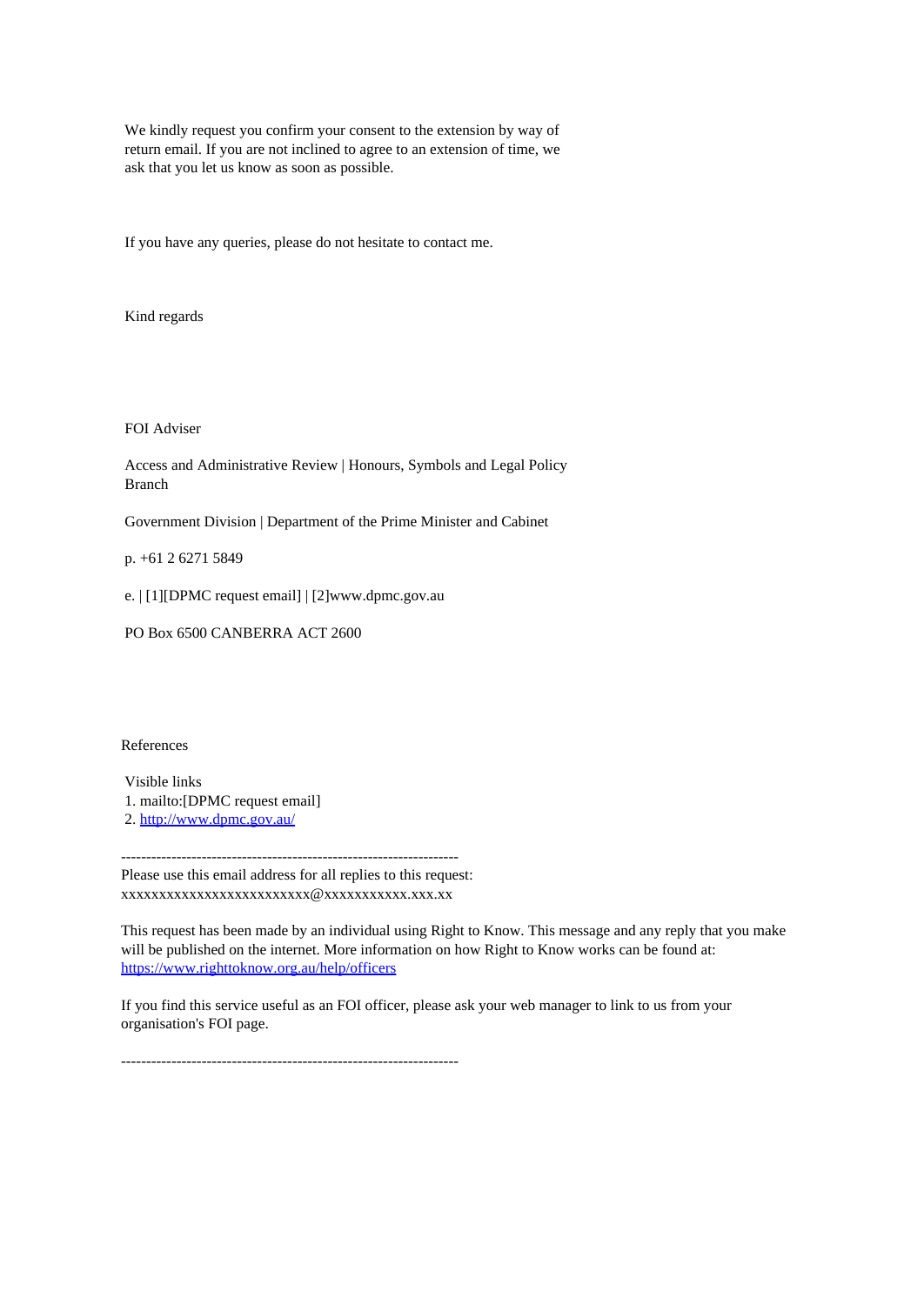We kindly request you confirm your consent to the extension by way of return email. If you are not inclined to agree to an extension of time, we ask that you let us know as soon as possible.

If you have any queries, please do not hesitate to contact me.

Kind regards

FOI Adviser

Access and Administrative Review | Honours, Symbols and Legal Policy Branch

Government Division | Department of the Prime Minister and Cabinet

p. +61 2 6271 5849

e. | [1][DPMC request email] | [2]www.dpmc.gov.au

PO Box 6500 CANBERRA ACT 2600

References

Visible links
1. mailto:[DPMC request email]
2. http://www.dpmc.gov.au/

-------------------------------------------------------------------

Please use this email address for all replies to this request:
xxxxxxxxxxxxxxxxxxxxxxxxx@xxxxxxxxxxx.xxx.xx

This request has been made by an individual using Right to Know. This message and any reply that you make will be published on the internet. More information on how Right to Know works can be found at:
https://www.righttoknow.org.au/help/officers

If you find this service useful as an FOI officer, please ask your web manager to link to us from your organisation's FOI page.

-------------------------------------------------------------------